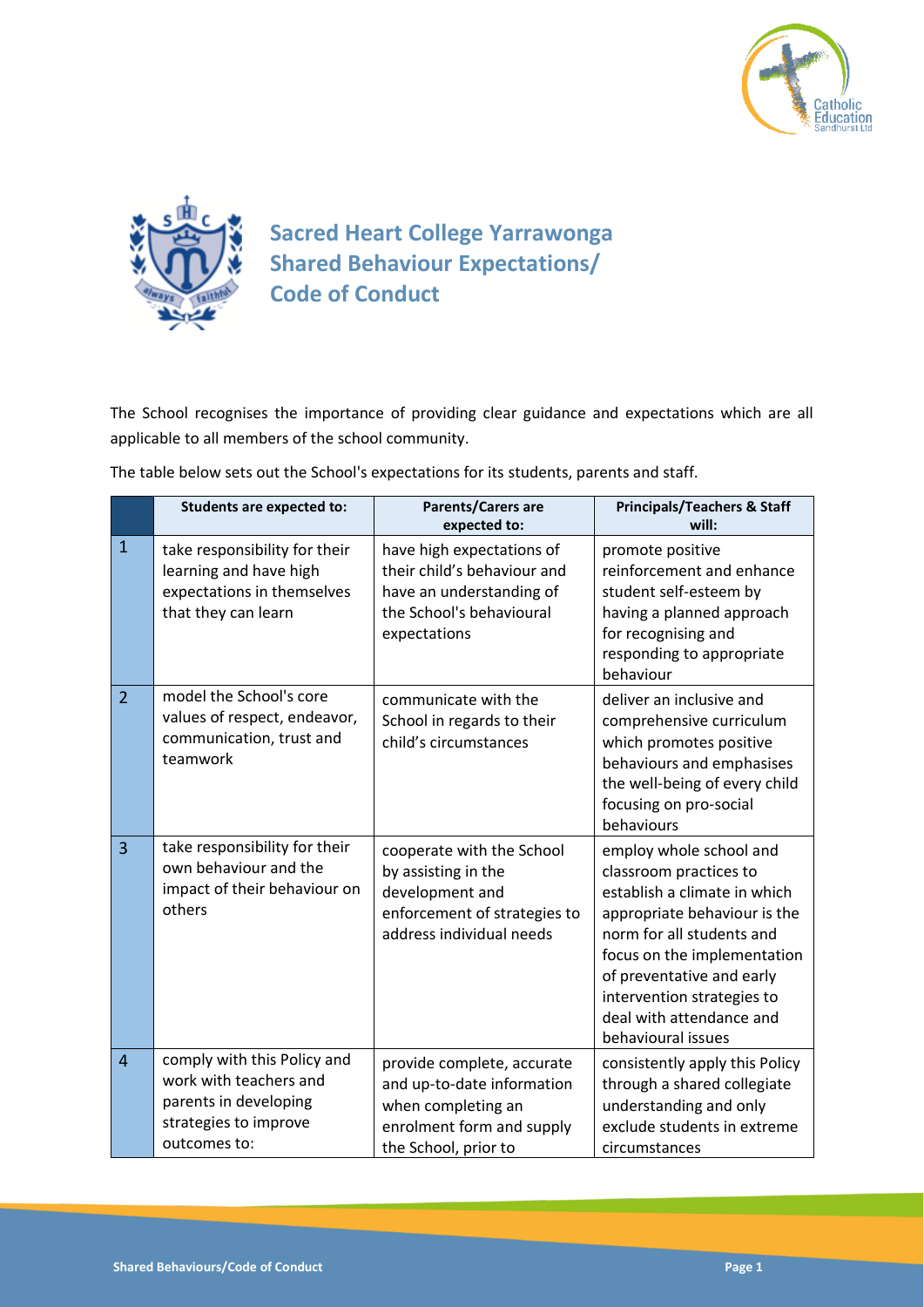# Sacred Heart College Yarrawonga Shared Behaviour Expectations/ Code of Conduct

The School recognises the importance of providing clear guidance and expectations which are all applicable to all members of the school community.

The table below sets out the School's expectations for its students, parents and staff.

| | Students are expected to: | Parents/Carers are expected to: | Principals/Teachers & Staff will: |
|---|---|---|---|
| 1 | take responsibility for their learning and have high expectations in themselves that they can learn | have high expectations of their child's behaviour and have an understanding of the School's behavioural expectations | promote positive reinforcement and enhance student self-esteem by having a planned approach for recognising and responding to appropriate behaviour |
| 2 | model the School's core values of respect, endeavor, communication, trust and teamwork | communicate with the School in regards to their child's circumstances | deliver an inclusive and comprehensive curriculum which promotes positive behaviours and emphasises the well-being of every child focusing on pro-social behaviours |
| 3 | take responsibility for their own behaviour and the impact of their behaviour on others | cooperate with the School by assisting in the development and enforcement of strategies to address individual needs | employ whole school and classroom practices to establish a climate in which appropriate behaviour is the norm for all students and focus on the implementation of preventative and early intervention strategies to deal with attendance and behavioural issues |
| 4 | comply with this Policy and work with teachers and parents in developing strategies to improve outcomes to: | provide complete, accurate and up-to-date information when completing an enrolment form and supply the School, prior to | consistently apply this Policy through a shared collegiate understanding and only exclude students in extreme circumstances |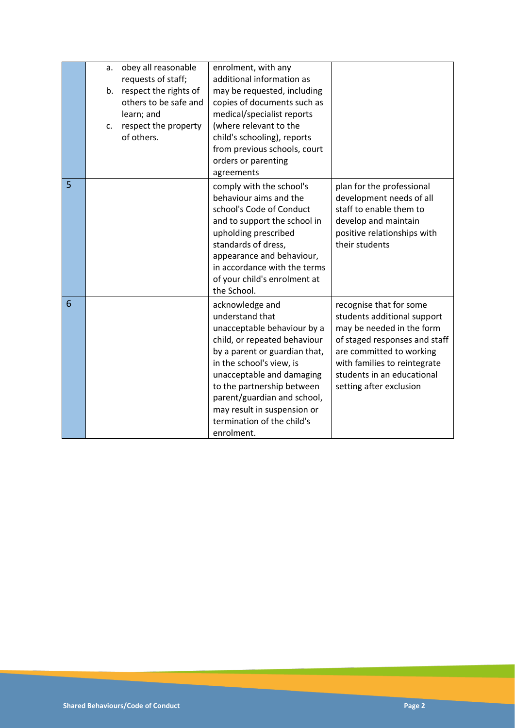| | | | |
|---|---|---|---|
| | a. obey all reasonable requests of staff;<br>b. respect the rights of others to be safe and learn; and<br>c. respect the property of others. | enrolment, with any additional information as may be requested, including copies of documents such as medical/specialist reports (where relevant to the child's schooling), reports from previous schools, court orders or parenting agreements | |
| 5 | | comply with the school's behaviour aims and the school's Code of Conduct and to support the school in upholding prescribed standards of dress, appearance and behaviour, in accordance with the terms of your child's enrolment at the School. | plan for the professional development needs of all staff to enable them to develop and maintain positive relationships with their students |
| 6 | | acknowledge and understand that unacceptable behaviour by a child, or repeated behaviour by a parent or guardian that, in the school's view, is unacceptable and damaging to the partnership between parent/guardian and school, may result in suspension or termination of the child's enrolment. | recognise that for some students additional support may be needed in the form of staged responses and staff are committed to working with families to reintegrate students in an educational setting after exclusion |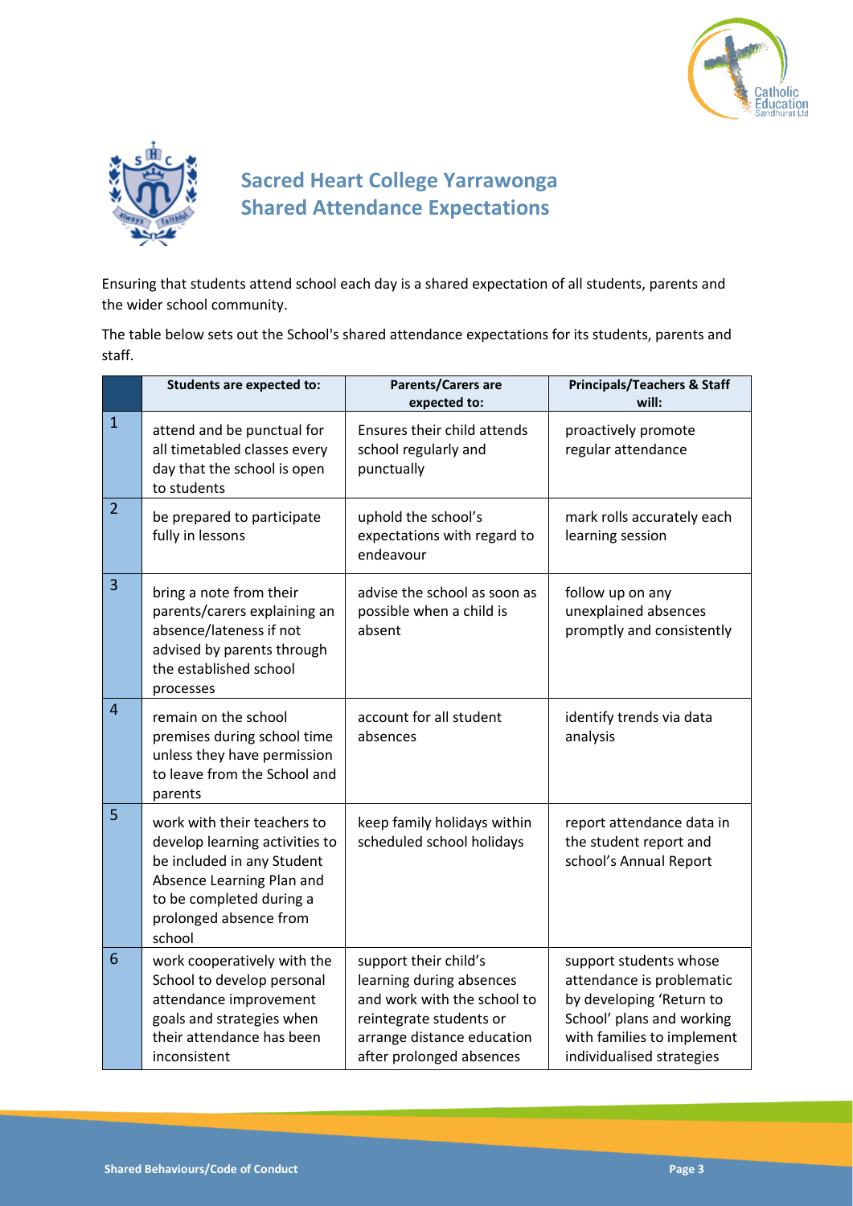# Sacred Heart College Yarrawonga
# Shared Attendance Expectations

Ensuring that students attend school each day is a shared expectation of all students, parents and the wider school community.

The table below sets out the School's shared attendance expectations for its students, parents and staff.

| | Students are expected to: | Parents/Carers are expected to: | Principals/Teachers & Staff will: |
|---|---|---|---|
| 1 | attend and be punctual for all timetabled classes every day that the school is open to students | Ensures their child attends school regularly and punctually | proactively promote regular attendance |
| 2 | be prepared to participate fully in lessons | uphold the school's expectations with regard to endeavour | mark rolls accurately each learning session |
| 3 | bring a note from their parents/carers explaining an absence/lateness if not advised by parents through the established school processes | advise the school as soon as possible when a child is absent | follow up on any unexplained absences promptly and consistently |
| 4 | remain on the school premises during school time unless they have permission to leave from the School and parents | account for all student absences | identify trends via data analysis |
| 5 | work with their teachers to develop learning activities to be included in any Student Absence Learning Plan and to be completed during a prolonged absence from school | keep family holidays within scheduled school holidays | report attendance data in the student report and school's Annual Report |
| 6 | work cooperatively with the School to develop personal attendance improvement goals and strategies when their attendance has been inconsistent | support their child's learning during absences and work with the school to reintegrate students or arrange distance education after prolonged absences | support students whose attendance is problematic by developing 'Return to School' plans and working with families to implement individualised strategies |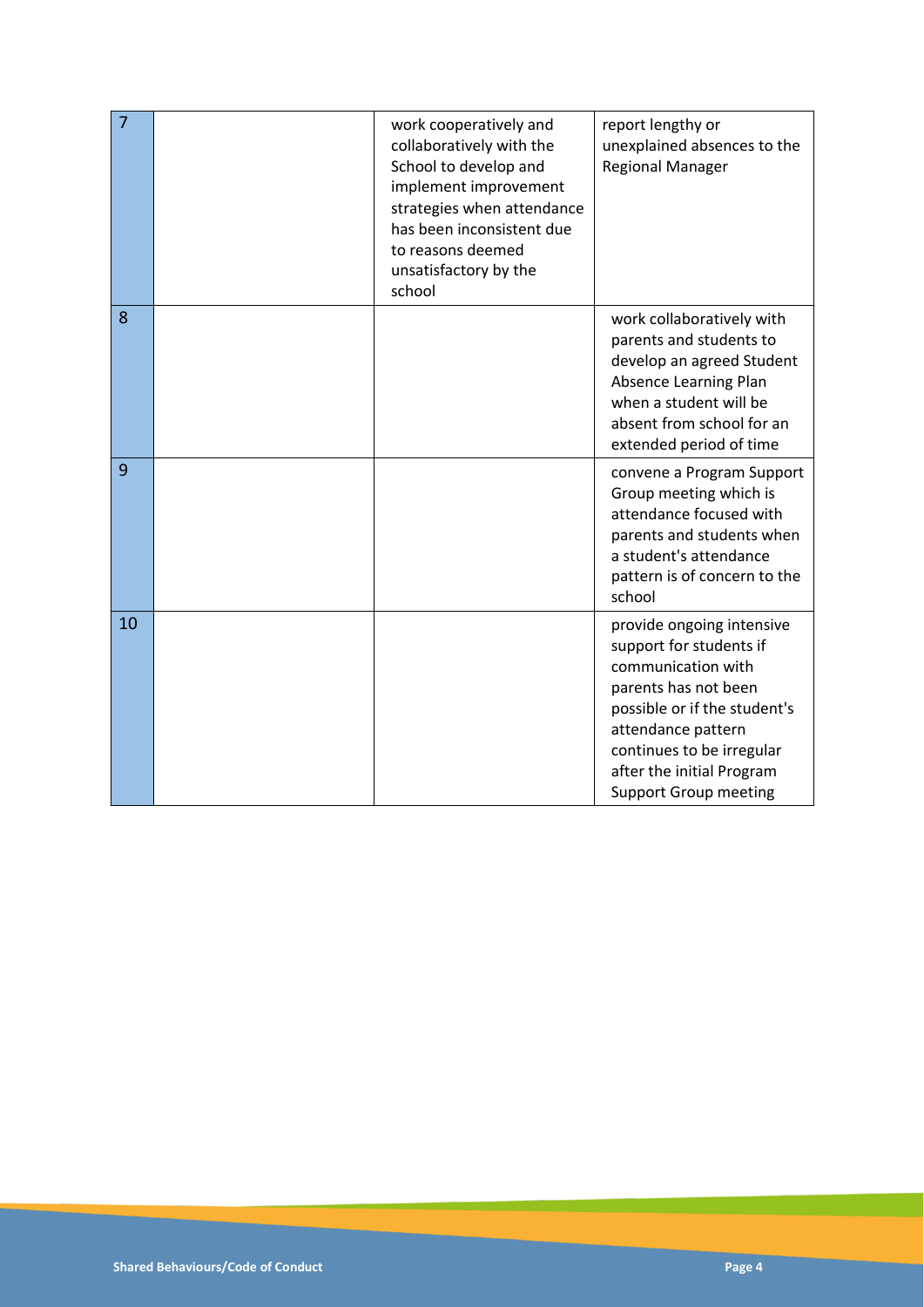| | | | |
|---|---|---|---|
| 7 | | work cooperatively and collaboratively with the School to develop and implement improvement strategies when attendance has been inconsistent due to reasons deemed unsatisfactory by the school | report lengthy or unexplained absences to the Regional Manager |
| 8 | | | work collaboratively with parents and students to develop an agreed Student Absence Learning Plan when a student will be absent from school for an extended period of time |
| 9 | | | convene a Program Support Group meeting which is attendance focused with parents and students when a student's attendance pattern is of concern to the school |
| 10 | | | provide ongoing intensive support for students if communication with parents has not been possible or if the student's attendance pattern continues to be irregular after the initial Program Support Group meeting |